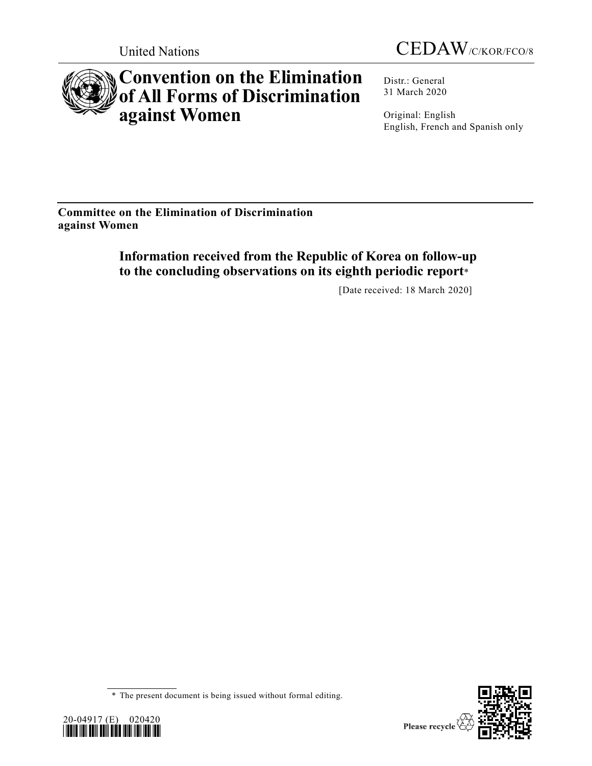United Nations

CEDAW/C/KOR/FCO/8

# Convention on the Elimination of All Forms of Discrimination against Women

Distr.: General
31 March 2020

Original: English
English, French and Spanish only

**Committee on the Elimination of Discrimination against Women**

## Information received from the Republic of Korea on follow-up to the concluding observations on its eighth periodic report*

[Date received: 18 March 2020]

\* The present document is being issued without formal editing.

20-04917 (E) 020420

Please recycle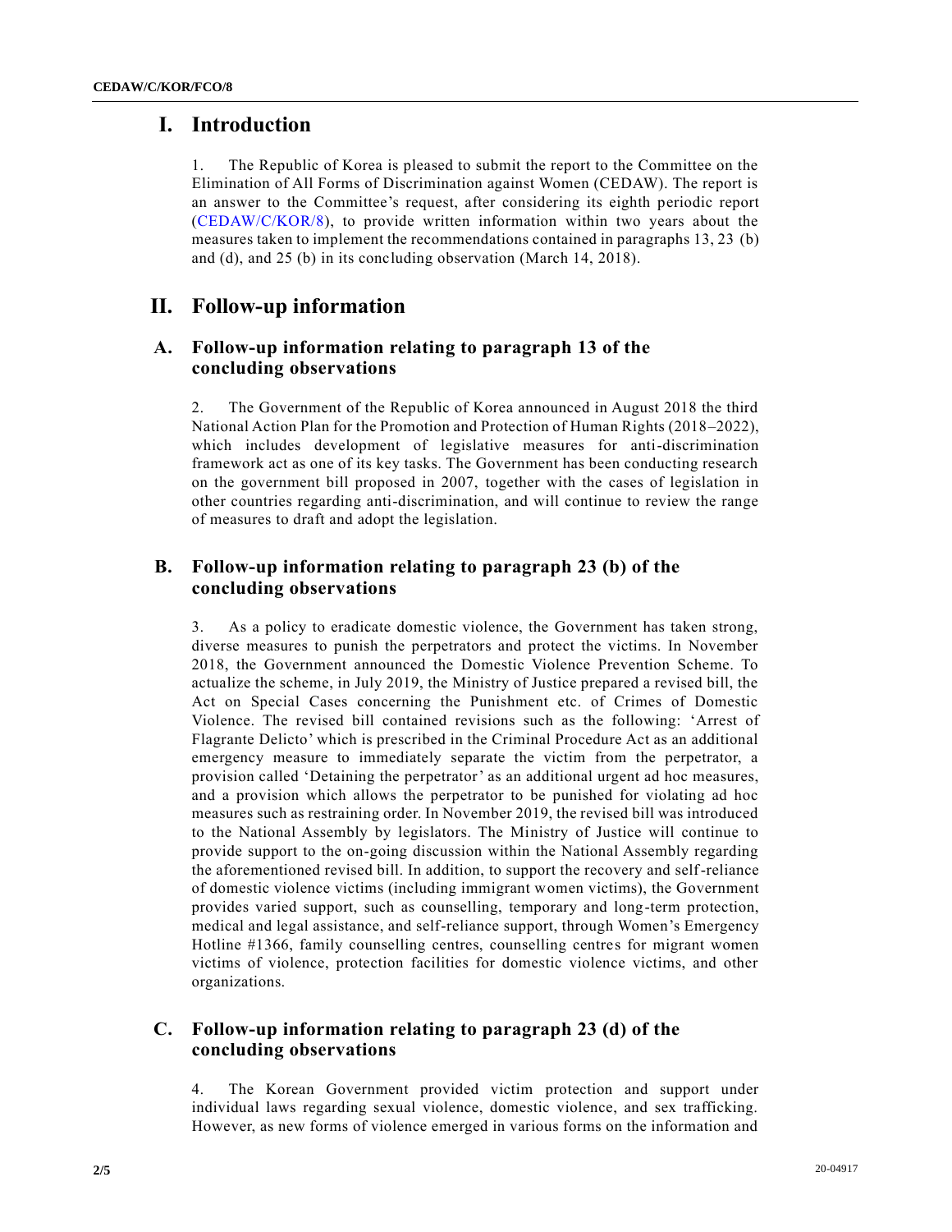# I. Introduction

1. The Republic of Korea is pleased to submit the report to the Committee on the Elimination of All Forms of Discrimination against Women (CEDAW). The report is an answer to the Committee's request, after considering its eighth periodic report (CEDAW/C/KOR/8), to provide written information within two years about the measures taken to implement the recommendations contained in paragraphs 13, 23 (b) and (d), and 25 (b) in its concluding observation (March 14, 2018).

# II. Follow-up information

## A. Follow-up information relating to paragraph 13 of the concluding observations

2. The Government of the Republic of Korea announced in August 2018 the third National Action Plan for the Promotion and Protection of Human Rights (2018–2022), which includes development of legislative measures for anti-discrimination framework act as one of its key tasks. The Government has been conducting research on the government bill proposed in 2007, together with the cases of legislation in other countries regarding anti-discrimination, and will continue to review the range of measures to draft and adopt the legislation.

## B. Follow-up information relating to paragraph 23 (b) of the concluding observations

3. As a policy to eradicate domestic violence, the Government has taken strong, diverse measures to punish the perpetrators and protect the victims. In November 2018, the Government announced the Domestic Violence Prevention Scheme. To actualize the scheme, in July 2019, the Ministry of Justice prepared a revised bill, the Act on Special Cases concerning the Punishment etc. of Crimes of Domestic Violence. The revised bill contained revisions such as the following: 'Arrest of Flagrante Delicto' which is prescribed in the Criminal Procedure Act as an additional emergency measure to immediately separate the victim from the perpetrator, a provision called 'Detaining the perpetrator' as an additional urgent ad hoc measures, and a provision which allows the perpetrator to be punished for violating ad hoc measures such as restraining order. In November 2019, the revised bill was introduced to the National Assembly by legislators. The Ministry of Justice will continue to provide support to the on-going discussion within the National Assembly regarding the aforementioned revised bill. In addition, to support the recovery and self-reliance of domestic violence victims (including immigrant women victims), the Government provides varied support, such as counselling, temporary and long-term protection, medical and legal assistance, and self-reliance support, through Women's Emergency Hotline #1366, family counselling centres, counselling centres for migrant women victims of violence, protection facilities for domestic violence victims, and other organizations.

## C. Follow-up information relating to paragraph 23 (d) of the concluding observations

4. The Korean Government provided victim protection and support under individual laws regarding sexual violence, domestic violence, and sex trafficking. However, as new forms of violence emerged in various forms on the information and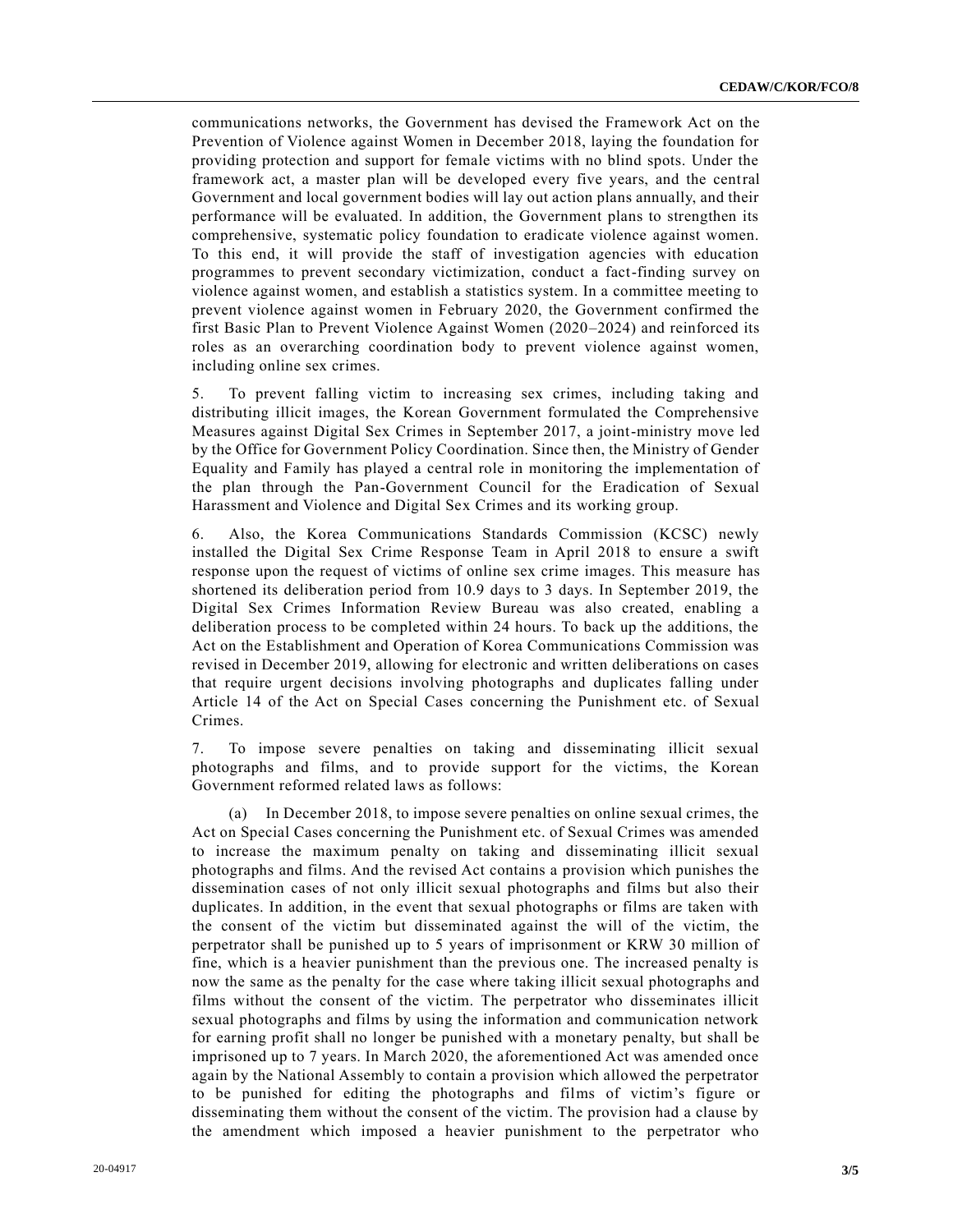communications networks, the Government has devised the Framework Act on the Prevention of Violence against Women in December 2018, laying the foundation for providing protection and support for female victims with no blind spots. Under the framework act, a master plan will be developed every five years, and the central Government and local government bodies will lay out action plans annually, and their performance will be evaluated. In addition, the Government plans to strengthen its comprehensive, systematic policy foundation to eradicate violence against women. To this end, it will provide the staff of investigation agencies with education programmes to prevent secondary victimization, conduct a fact-finding survey on violence against women, and establish a statistics system. In a committee meeting to prevent violence against women in February 2020, the Government confirmed the first Basic Plan to Prevent Violence Against Women (2020–2024) and reinforced its roles as an overarching coordination body to prevent violence against women, including online sex crimes.

5. To prevent falling victim to increasing sex crimes, including taking and distributing illicit images, the Korean Government formulated the Comprehensive Measures against Digital Sex Crimes in September 2017, a joint-ministry move led by the Office for Government Policy Coordination. Since then, the Ministry of Gender Equality and Family has played a central role in monitoring the implementation of the plan through the Pan-Government Council for the Eradication of Sexual Harassment and Violence and Digital Sex Crimes and its working group.

6. Also, the Korea Communications Standards Commission (KCSC) newly installed the Digital Sex Crime Response Team in April 2018 to ensure a swift response upon the request of victims of online sex crime images. This measure has shortened its deliberation period from 10.9 days to 3 days. In September 2019, the Digital Sex Crimes Information Review Bureau was also created, enabling a deliberation process to be completed within 24 hours. To back up the additions, the Act on the Establishment and Operation of Korea Communications Commission was revised in December 2019, allowing for electronic and written deliberations on cases that require urgent decisions involving photographs and duplicates falling under Article 14 of the Act on Special Cases concerning the Punishment etc. of Sexual Crimes.

7. To impose severe penalties on taking and disseminating illicit sexual photographs and films, and to provide support for the victims, the Korean Government reformed related laws as follows:

(a) In December 2018, to impose severe penalties on online sexual crimes, the Act on Special Cases concerning the Punishment etc. of Sexual Crimes was amended to increase the maximum penalty on taking and disseminating illicit sexual photographs and films. And the revised Act contains a provision which punishes the dissemination cases of not only illicit sexual photographs and films but also their duplicates. In addition, in the event that sexual photographs or films are taken with the consent of the victim but disseminated against the will of the victim, the perpetrator shall be punished up to 5 years of imprisonment or KRW 30 million of fine, which is a heavier punishment than the previous one. The increased penalty is now the same as the penalty for the case where taking illicit sexual photographs and films without the consent of the victim. The perpetrator who disseminates illicit sexual photographs and films by using the information and communication network for earning profit shall no longer be punished with a monetary penalty, but shall be imprisoned up to 7 years. In March 2020, the aforementioned Act was amended once again by the National Assembly to contain a provision which allowed the perpetrator to be punished for editing the photographs and films of victim's figure or disseminating them without the consent of the victim. The provision had a clause by the amendment which imposed a heavier punishment to the perpetrator who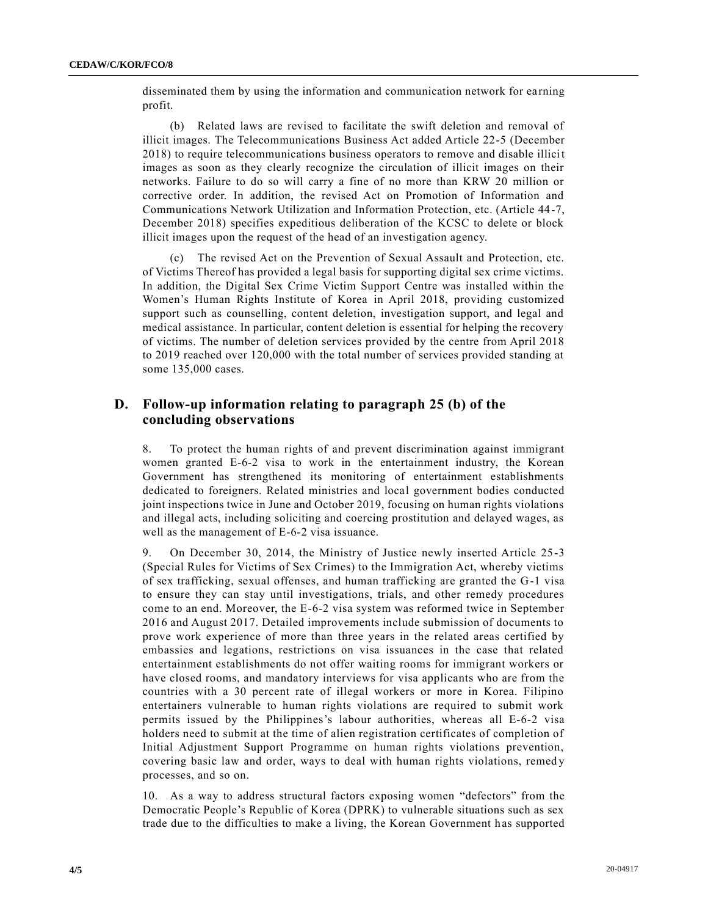disseminated them by using the information and communication network for earning profit.

(b) Related laws are revised to facilitate the swift deletion and removal of illicit images. The Telecommunications Business Act added Article 22-5 (December 2018) to require telecommunications business operators to remove and disable illicit images as soon as they clearly recognize the circulation of illicit images on their networks. Failure to do so will carry a fine of no more than KRW 20 million or corrective order. In addition, the revised Act on Promotion of Information and Communications Network Utilization and Information Protection, etc. (Article 44-7, December 2018) specifies expeditious deliberation of the KCSC to delete or block illicit images upon the request of the head of an investigation agency.

(c) The revised Act on the Prevention of Sexual Assault and Protection, etc. of Victims Thereof has provided a legal basis for supporting digital sex crime victims. In addition, the Digital Sex Crime Victim Support Centre was installed within the Women's Human Rights Institute of Korea in April 2018, providing customized support such as counselling, content deletion, investigation support, and legal and medical assistance. In particular, content deletion is essential for helping the recovery of victims. The number of deletion services provided by the centre from April 2018 to 2019 reached over 120,000 with the total number of services provided standing at some 135,000 cases.

## D. Follow-up information relating to paragraph 25 (b) of the concluding observations

8. To protect the human rights of and prevent discrimination against immigrant women granted E-6-2 visa to work in the entertainment industry, the Korean Government has strengthened its monitoring of entertainment establishments dedicated to foreigners. Related ministries and local government bodies conducted joint inspections twice in June and October 2019, focusing on human rights violations and illegal acts, including soliciting and coercing prostitution and delayed wages, as well as the management of E-6-2 visa issuance.

9. On December 30, 2014, the Ministry of Justice newly inserted Article 25-3 (Special Rules for Victims of Sex Crimes) to the Immigration Act, whereby victims of sex trafficking, sexual offenses, and human trafficking are granted the G-1 visa to ensure they can stay until investigations, trials, and other remedy procedures come to an end. Moreover, the E-6-2 visa system was reformed twice in September 2016 and August 2017. Detailed improvements include submission of documents to prove work experience of more than three years in the related areas certified by embassies and legations, restrictions on visa issuances in the case that related entertainment establishments do not offer waiting rooms for immigrant workers or have closed rooms, and mandatory interviews for visa applicants who are from the countries with a 30 percent rate of illegal workers or more in Korea. Filipino entertainers vulnerable to human rights violations are required to submit work permits issued by the Philippines's labour authorities, whereas all E-6-2 visa holders need to submit at the time of alien registration certificates of completion of Initial Adjustment Support Programme on human rights violations prevention, covering basic law and order, ways to deal with human rights violations, remedy processes, and so on.

10. As a way to address structural factors exposing women "defectors" from the Democratic People's Republic of Korea (DPRK) to vulnerable situations such as sex trade due to the difficulties to make a living, the Korean Government has supported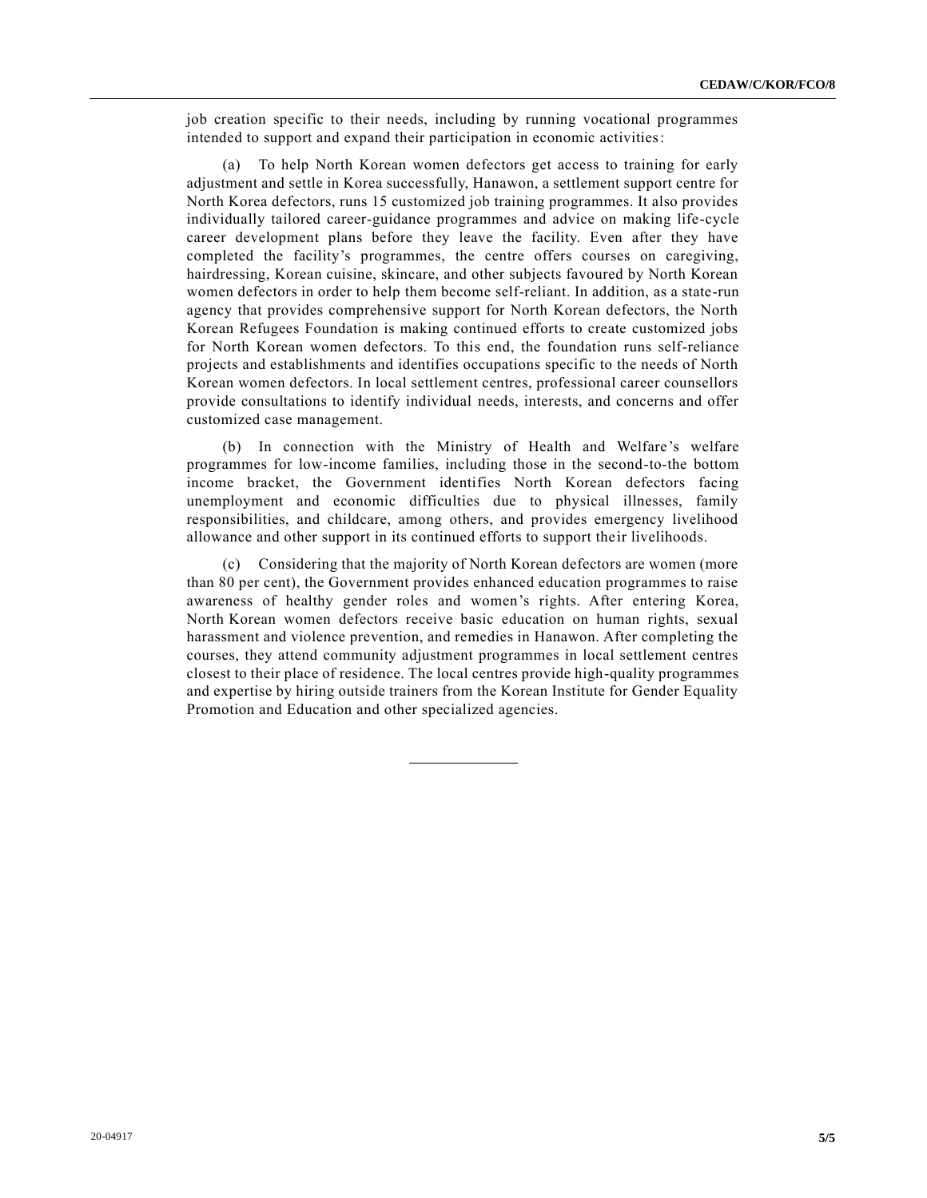job creation specific to their needs, including by running vocational programmes intended to support and expand their participation in economic activities:

(a) To help North Korean women defectors get access to training for early adjustment and settle in Korea successfully, Hanawon, a settlement support centre for North Korea defectors, runs 15 customized job training programmes. It also provides individually tailored career-guidance programmes and advice on making life-cycle career development plans before they leave the facility. Even after they have completed the facility's programmes, the centre offers courses on caregiving, hairdressing, Korean cuisine, skincare, and other subjects favoured by North Korean women defectors in order to help them become self-reliant. In addition, as a state-run agency that provides comprehensive support for North Korean defectors, the North Korean Refugees Foundation is making continued efforts to create customized jobs for North Korean women defectors. To this end, the foundation runs self-reliance projects and establishments and identifies occupations specific to the needs of North Korean women defectors. In local settlement centres, professional career counsellors provide consultations to identify individual needs, interests, and concerns and offer customized case management.

(b) In connection with the Ministry of Health and Welfare's welfare programmes for low-income families, including those in the second-to-the bottom income bracket, the Government identifies North Korean defectors facing unemployment and economic difficulties due to physical illnesses, family responsibilities, and childcare, among others, and provides emergency livelihood allowance and other support in its continued efforts to support their livelihoods.

(c) Considering that the majority of North Korean defectors are women (more than 80 per cent), the Government provides enhanced education programmes to raise awareness of healthy gender roles and women's rights. After entering Korea, North Korean women defectors receive basic education on human rights, sexual harassment and violence prevention, and remedies in Hanawon. After completing the courses, they attend community adjustment programmes in local settlement centres closest to their place of residence. The local centres provide high-quality programmes and expertise by hiring outside trainers from the Korean Institute for Gender Equality Promotion and Education and other specialized agencies.